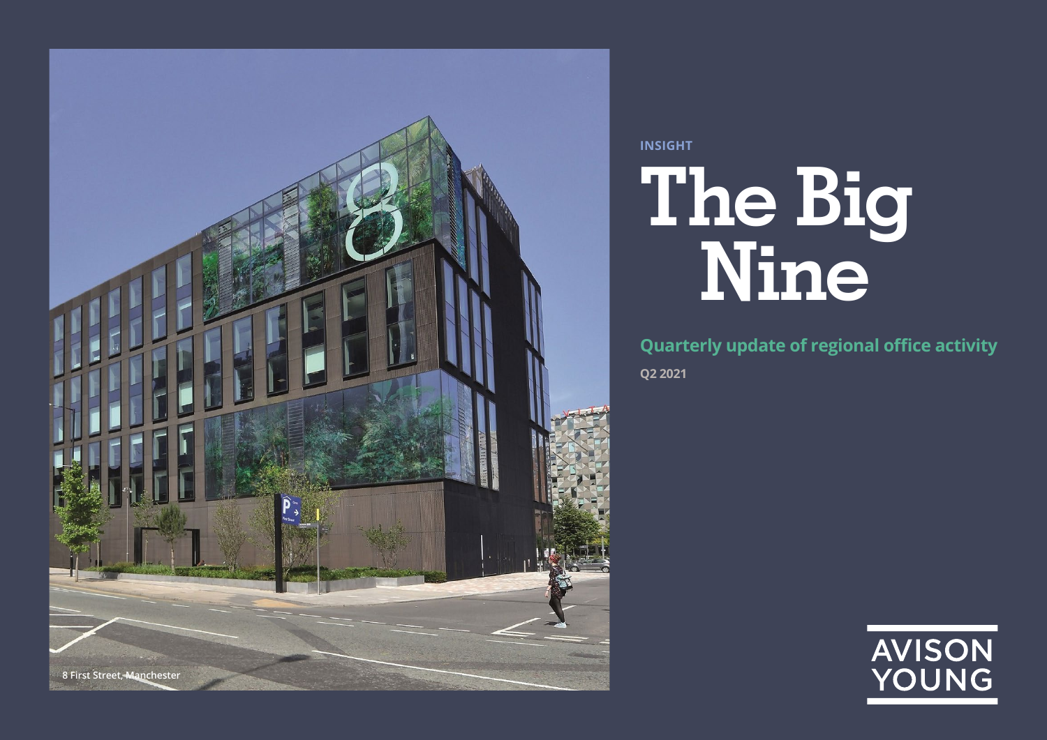8 First Street, Manchester

INSIGHT

# The Big Nine

## Quarterly update of regional office activity

Q2 2021

AVISON YOUNG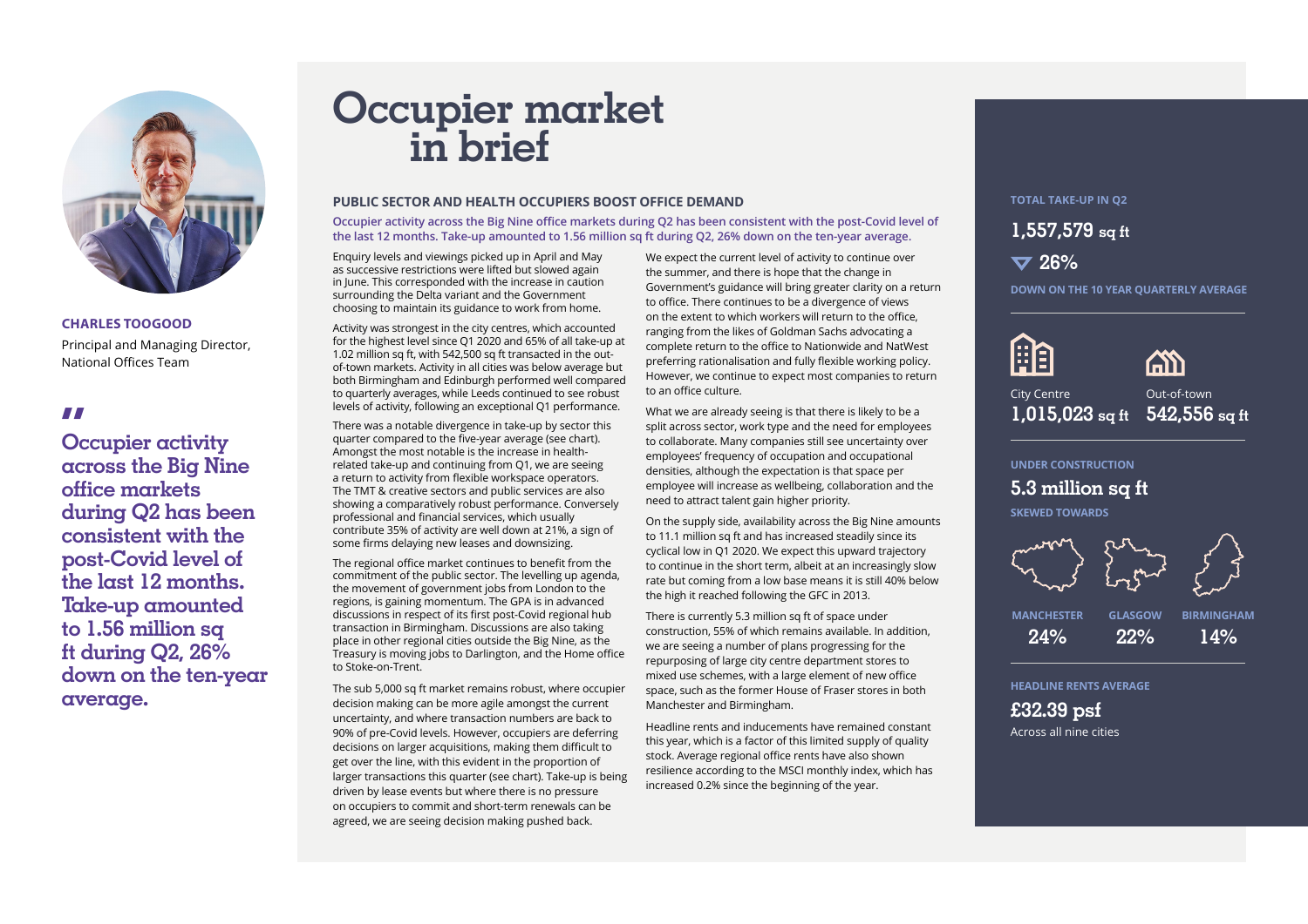**CHARLES TOOGOOD**

Principal and Managing Director, National Offices Team

> "Occupier activity across the Big Nine office markets during Q2 has been consistent with the post-Covid level of the last 12 months. Take-up amounted to 1.56 million sq ft during Q2, 26% down on the ten-year average.

# Occupier market in brief

## PUBLIC SECTOR AND HEALTH OCCUPIERS BOOST OFFICE DEMAND

**Occupier activity across the Big Nine office markets during Q2 has been consistent with the post-Covid level of the last 12 months. Take-up amounted to 1.56 million sq ft during Q2, 26% down on the ten-year average.**

Enquiry levels and viewings picked up in April and May as successive restrictions were lifted but slowed again in June. This corresponded with the increase in caution surrounding the Delta variant and the Government choosing to maintain its guidance to work from home.

Activity was strongest in the city centres, which accounted for the highest level since Q1 2020 and 65% of all take-up at 1.02 million sq ft, with 542,500 sq ft transacted in the out-of-town markets. Activity in all cities was below average but both Birmingham and Edinburgh performed well compared to quarterly averages, while Leeds continued to see robust levels of activity, following an exceptional Q1 performance.

There was a notable divergence in take-up by sector this quarter compared to the five-year average (see chart). Amongst the most notable is the increase in health-related take-up and continuing from Q1, we are seeing a return to activity from flexible workspace operators. The TMT & creative sectors and public services are also showing a comparatively robust performance. Conversely professional and financial services, which usually contribute 35% of activity are well down at 21%, a sign of some firms delaying new leases and downsizing.

The regional office market continues to benefit from the commitment of the public sector. The levelling up agenda, the movement of government jobs from London to the regions, is gaining momentum. The GPA is in advanced discussions in respect of its first post-Covid regional hub transaction in Birmingham. Discussions are also taking place in other regional cities outside the Big Nine, as the Treasury is moving jobs to Darlington, and the Home office to Stoke-on-Trent.

The sub 5,000 sq ft market remains robust, where occupier decision making can be more agile amongst the current uncertainty, and where transaction numbers are back to 90% of pre-Covid levels. However, occupiers are deferring decisions on larger acquisitions, making them difficult to get over the line, with this evident in the proportion of larger transactions this quarter (see chart). Take-up is being driven by lease events but where there is no pressure on occupiers to commit and short-term renewals can be agreed, we are seeing decision making pushed back.

We expect the current level of activity to continue over the summer, and there is hope that the change in Government's guidance will bring greater clarity on a return to office. There continues to be a divergence of views on the extent to which workers will return to the office, ranging from the likes of Goldman Sachs advocating a complete return to the office to Nationwide and NatWest preferring rationalisation and fully flexible working policy. However, we continue to expect most companies to return to an office culture.

What we are already seeing is that there is likely to be a split across sector, work type and the need for employees to collaborate. Many companies still see uncertainty over employees' frequency of occupation and occupational densities, although the expectation is that space per employee will increase as wellbeing, collaboration and the need to attract talent gain higher priority.

On the supply side, availability across the Big Nine amounts to 11.1 million sq ft and has increased steadily since its cyclical low in Q1 2020. We expect this upward trajectory to continue in the short term, albeit at an increasingly slow rate but coming from a low base means it is still 40% below the high it reached following the GFC in 2013.

There is currently 5.3 million sq ft of space under construction, 55% of which remains available. In addition, we are seeing a number of plans progressing for the repurposing of large city centre department stores to mixed use schemes, with a large element of new office space, such as the former House of Fraser stores in both Manchester and Birmingham.

Headline rents and inducements have remained constant this year, which is a factor of this limited supply of quality stock. Average regional office rents have also shown resilience according to the MSCI monthly index, which has increased 0.2% since the beginning of the year.

**TOTAL TAKE-UP IN Q2**

**1,557,579 sq ft**

▼ 26%

**DOWN ON THE 10 YEAR QUARTERLY AVERAGE**

City Centre **1,015,023 sq ft**

Out-of-town **542,556 sq ft**

**UNDER CONSTRUCTION**

**5.3 million sq ft**

**SKEWED TOWARDS**

| MANCHESTER | GLASGOW | BIRMINGHAM |
|---|---|---|
| 24% | 22% | 14% |

**HEADLINE RENTS AVERAGE**

**£32.39 psf**

Across all nine cities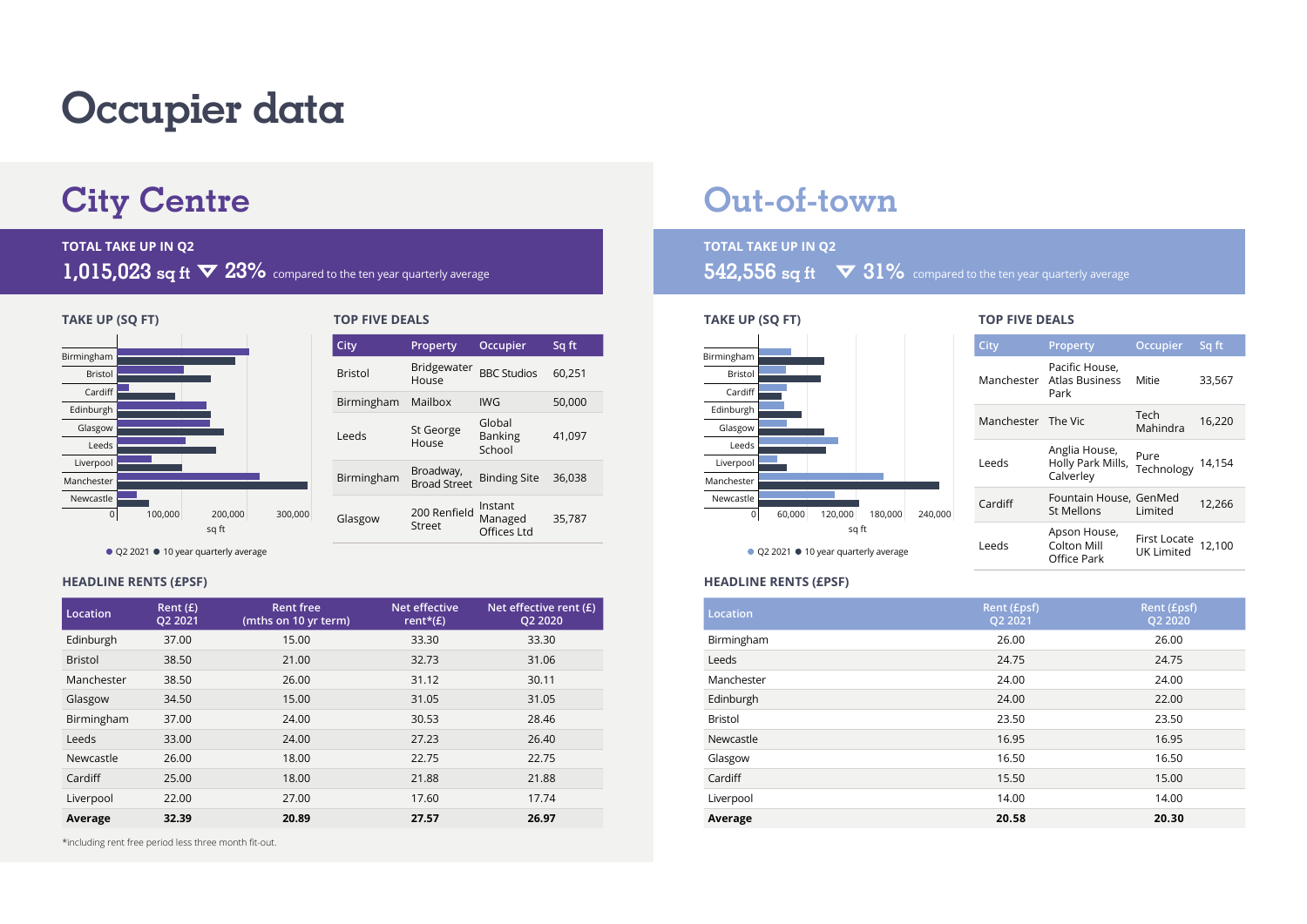# Occupier data

## City Centre

**TOTAL TAKE UP IN Q2**

**1,015,023 sq ft ▼ 23%** compared to the ten year quarterly average

### TAKE UP (SQ FT)

Birmingham, Bristol, Cardiff, Edinburgh, Glasgow, Leeds, Liverpool, Manchester, Newcastle

0, 100,000, 200,000, 300,000

sq ft

● Q2 2021 ● 10 year quarterly average

### TOP FIVE DEALS

| City | Property | Occupier | Sq ft |
|---|---|---|---|
| Bristol | Bridgewater House | BBC Studios | 60,251 |
| Birmingham | Mailbox | IWG | 50,000 |
| Leeds | St George House | Global Banking School | 41,097 |
| Birmingham | Broadway, Broad Street | Binding Site | 36,038 |
| Glasgow | 200 Renfield Street | Instant Managed Offices Ltd | 35,787 |

### HEADLINE RENTS (£PSF)

| Location | Rent (£) Q2 2021 | Rent free (mths on 10 yr term) | Net effective rent*(£) | Net effective rent (£) Q2 2020 |
|---|---|---|---|---|
| Edinburgh | 37.00 | 15.00 | 33.30 | 33.30 |
| Bristol | 38.50 | 21.00 | 32.73 | 31.06 |
| Manchester | 38.50 | 26.00 | 31.12 | 30.11 |
| Glasgow | 34.50 | 15.00 | 31.05 | 31.05 |
| Birmingham | 37.00 | 24.00 | 30.53 | 28.46 |
| Leeds | 33.00 | 24.00 | 27.23 | 26.40 |
| Newcastle | 26.00 | 18.00 | 22.75 | 22.75 |
| Cardiff | 25.00 | 18.00 | 21.88 | 21.88 |
| Liverpool | 22.00 | 27.00 | 17.60 | 17.74 |
| **Average** | **32.39** | **20.89** | **27.57** | **26.97** |

*including rent free period less three month fit-out.

## Out-of-town

**TOTAL TAKE UP IN Q2**

**542,556 sq ft ▼ 31%** compared to the ten year quarterly average

### TAKE UP (SQ FT)

Birmingham, Bristol, Cardiff, Edinburgh, Glasgow, Leeds, Liverpool, Manchester, Newcastle

0, 60,000, 120,000, 180,000, 240,000

sq ft

● Q2 2021 ● 10 year quarterly average

### TOP FIVE DEALS

| City | Property | Occupier | Sq ft |
|---|---|---|---|
| Manchester | Pacific House, Atlas Business Park | Mitie | 33,567 |
| Manchester | The Vic | Tech Mahindra | 16,220 |
| Leeds | Anglia House, Holly Park Mills, Calverley | Pure Technology | 14,154 |
| Cardiff | Fountain House, St Mellons | GenMed Limited | 12,266 |
| Leeds | Apson House, Colton Mill Office Park | First Locate UK Limited | 12,100 |

### HEADLINE RENTS (£PSF)

| Location | Rent (£psf) Q2 2021 | Rent (£psf) Q2 2020 |
|---|---|---|
| Birmingham | 26.00 | 26.00 |
| Leeds | 24.75 | 24.75 |
| Manchester | 24.00 | 24.00 |
| Edinburgh | 24.00 | 22.00 |
| Bristol | 23.50 | 23.50 |
| Newcastle | 16.95 | 16.95 |
| Glasgow | 16.50 | 16.50 |
| Cardiff | 15.50 | 15.00 |
| Liverpool | 14.00 | 14.00 |
| **Average** | **20.58** | **20.30** |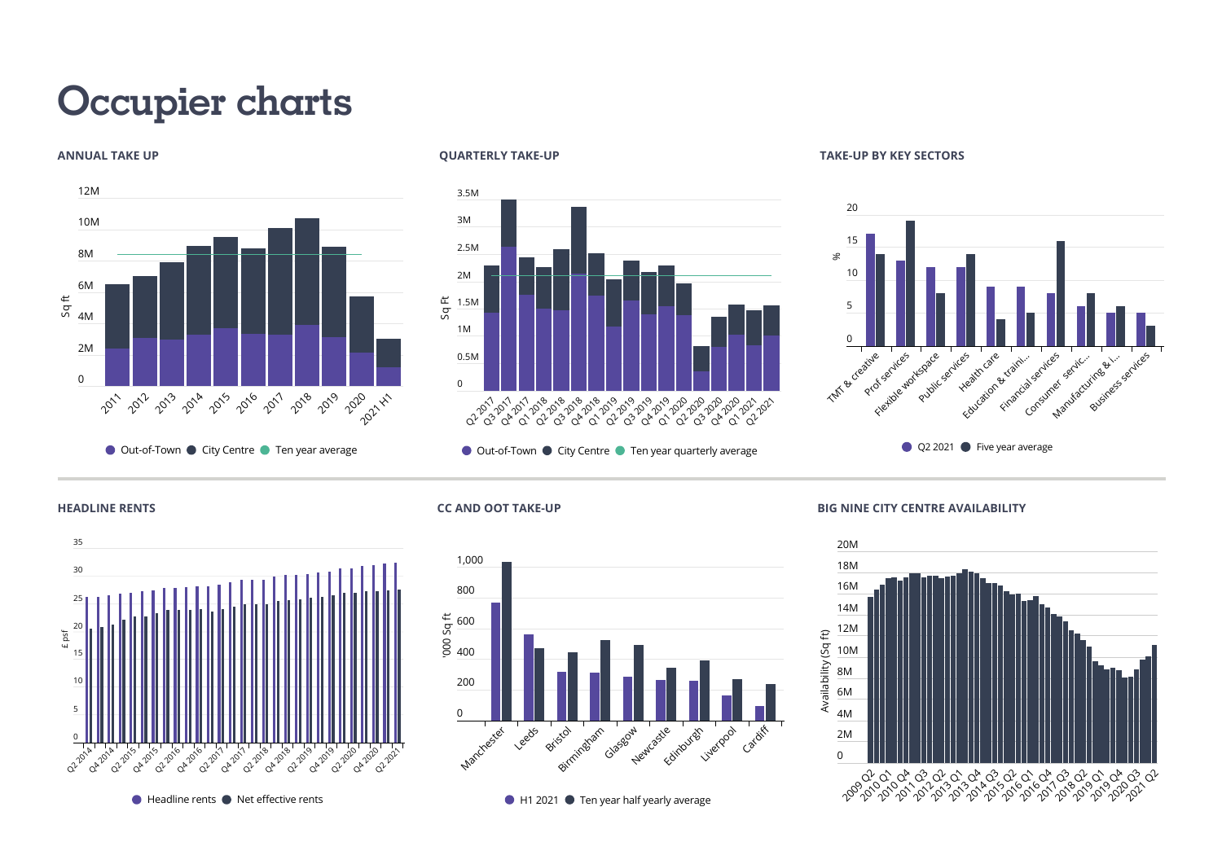# Occupier charts

### ANNUAL TAKE UP

Sq ft: 0, 2M, 4M, 6M, 8M, 10M, 12M

2011, 2012, 2013, 2014, 2015, 2016, 2017, 2018, 2019, 2020, 2021 H1

Out-of-Town · City Centre · Ten year average

### QUARTERLY TAKE-UP

Sq Ft: 0, 0.5M, 1M, 1.5M, 2M, 2.5M, 3M, 3.5M

Q2 2017, Q3 2017, Q4 2017, Q1 2018, Q2 2018, Q3 2018, Q4 2018, Q1 2019, Q2 2019, Q3 2019, Q4 2019, Q1 2020, Q2 2020, Q3 2020, Q4 2020, Q1 2021, Q2 2021

Out-of-Town · City Centre · Ten year quarterly average

### TAKE-UP BY KEY SECTORS

%: 0, 5, 10, 15, 20

TMT & creative, Prof services, Flexible workspace, Public services, Health care, Education & traini..., Financial services, Consumer servic..., Manufacturing & i..., Business services

Q2 2021 · Five year average

### HEADLINE RENTS

£ psf: 0, 5, 10, 15, 20, 25, 30, 35

Q2 2014, Q4 2014, Q2 2015, Q4 2015, Q2 2016, Q4 2016, Q2 2017, Q4 2017, Q2 2018, Q4 2018, Q2 2019, Q4 2019, Q2 2020, Q4 2020, Q2 2021

Headline rents · Net effective rents

### CC AND OOT TAKE-UP

'000 Sq ft: 0, 200, 400, 600, 800, 1,000

Manchester, Leeds, Bristol, Birmingham, Glasgow, Newcastle, Edinburgh, Liverpool, Cardiff

H1 2021 · Ten year half yearly average

### BIG NINE CITY CENTRE AVAILABILITY

Availability (Sq ft): 0, 2M, 4M, 6M, 8M, 10M, 12M, 14M, 16M, 18M, 20M

2009 Q2, 2010 Q1, 2010 Q4, 2011 Q3, 2012 Q2, 2013 Q1, 2013 Q4, 2014 Q3, 2015 Q2, 2016 Q1, 2016 Q4, 2017 Q3, 2018 Q2, 2019 Q1, 2019 Q4, 2020 Q3, 2021 Q2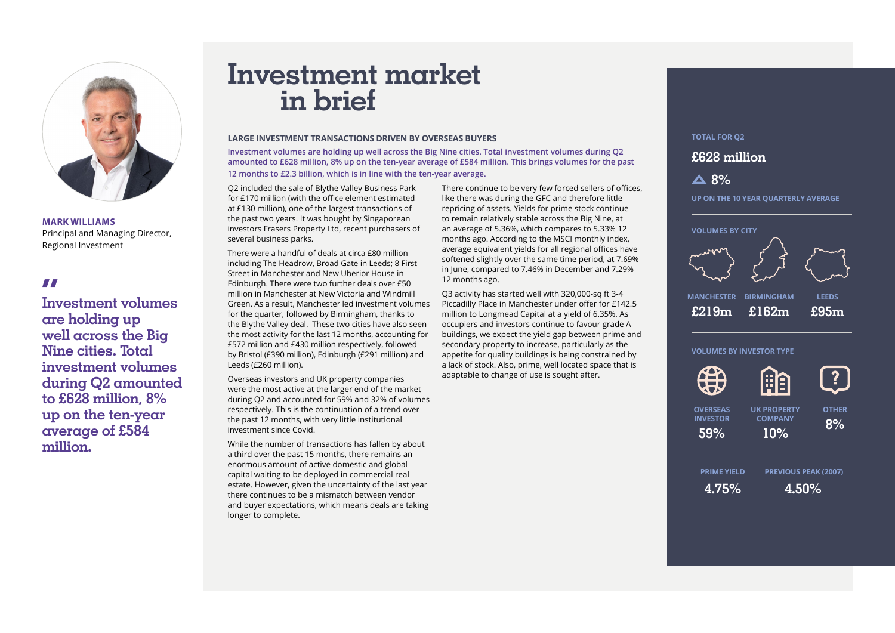**MARK WILLIAMS**
Principal and Managing Director, Regional Investment

> "Investment volumes are holding up well across the Big Nine cities. Total investment volumes during Q2 amounted to £628 million, 8% up on the ten-year average of £584 million.

# Investment market in brief

### LARGE INVESTMENT TRANSACTIONS DRIVEN BY OVERSEAS BUYERS

**Investment volumes are holding up well across the Big Nine cities. Total investment volumes during Q2 amounted to £628 million, 8% up on the ten-year average of £584 million. This brings volumes for the past 12 months to £2.3 billion, which is in line with the ten-year average.**

Q2 included the sale of Blythe Valley Business Park for £170 million (with the office element estimated at £130 million), one of the largest transactions of the past two years. It was bought by Singaporean investors Frasers Property Ltd, recent purchasers of several business parks.

There were a handful of deals at circa £80 million including The Headrow, Broad Gate in Leeds; 8 First Street in Manchester and New Uberior House in Edinburgh. There were two further deals over £50 million in Manchester at New Victoria and Windmill Green. As a result, Manchester led investment volumes for the quarter, followed by Birmingham, thanks to the Blythe Valley deal. These two cities have also seen the most activity for the last 12 months, accounting for £572 million and £430 million respectively, followed by Bristol (£390 million), Edinburgh (£291 million) and Leeds (£260 million).

Overseas investors and UK property companies were the most active at the larger end of the market during Q2 and accounted for 59% and 32% of volumes respectively. This is the continuation of a trend over the past 12 months, with very little institutional investment since Covid.

While the number of transactions has fallen by about a third over the past 15 months, there remains an enormous amount of active domestic and global capital waiting to be deployed in commercial real estate. However, given the uncertainty of the last year there continues to be a mismatch between vendor and buyer expectations, which means deals are taking longer to complete.

There continue to be very few forced sellers of offices, like there was during the GFC and therefore little repricing of assets. Yields for prime stock continue to remain relatively stable across the Big Nine, at an average of 5.36%, which compares to 5.33% 12 months ago. According to the MSCI monthly index, average equivalent yields for all regional offices have softened slightly over the same time period, at 7.69% in June, compared to 7.46% in December and 7.29% 12 months ago.

Q3 activity has started well with 320,000-sq ft 3-4 Piccadilly Place in Manchester under offer for £142.5 million to Longmead Capital at a yield of 6.35%. As occupiers and investors continue to favour grade A buildings, we expect the yield gap between prime and secondary property to increase, particularly as the appetite for quality buildings is being constrained by a lack of stock. Also, prime, well located space that is adaptable to change of use is sought after.

**TOTAL FOR Q2**

**£628 million**

▲ 8%

**UP ON THE 10 YEAR QUARTERLY AVERAGE**

**VOLUMES BY CITY**

| MANCHESTER | BIRMINGHAM | LEEDS |
|---|---|---|
| £219m | £162m | £95m |

**VOLUMES BY INVESTOR TYPE**

| OVERSEAS INVESTOR | UK PROPERTY COMPANY | OTHER |
|---|---|---|
| 59% | 10% | 8% |

| PRIME YIELD | PREVIOUS PEAK (2007) |
|---|---|
| 4.75% | 4.50% |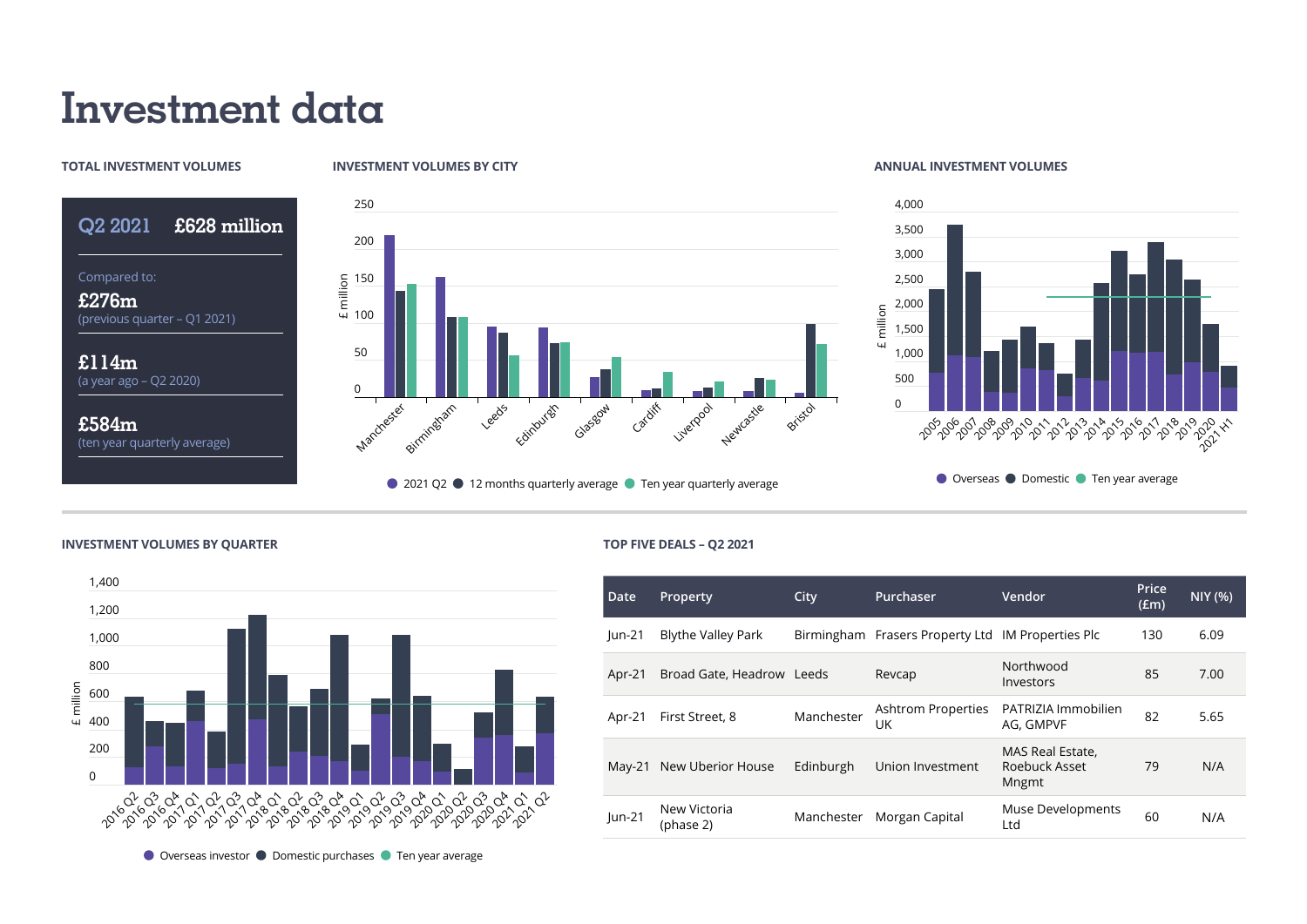# Investment data

### TOTAL INVESTMENT VOLUMES

**Q2 2021 £628 million**

Compared to:

**£276m**
(previous quarter – Q1 2021)

**£114m**
(a year ago – Q2 2020)

**£584m**
(ten year quarterly average)

### INVESTMENT VOLUMES BY CITY

2021 Q2 · 12 months quarterly average · Ten year quarterly average

### ANNUAL INVESTMENT VOLUMES

Overseas · Domestic · Ten year average

### INVESTMENT VOLUMES BY QUARTER

Overseas investor · Domestic purchases · Ten year average

### TOP FIVE DEALS – Q2 2021

| Date | Property | City | Purchaser | Vendor | Price (£m) | NIY (%) |
|---|---|---|---|---|---|---|
| Jun-21 | Blythe Valley Park | Birmingham | Frasers Property Ltd | IM Properties Plc | 130 | 6.09 |
| Apr-21 | Broad Gate, Headrow | Leeds | Revcap | Northwood Investors | 85 | 7.00 |
| Apr-21 | First Street, 8 | Manchester | Ashtrom Properties UK | PATRIZIA Immobilien AG, GMPVF | 82 | 5.65 |
| May-21 | New Uberior House | Edinburgh | Union Investment | MAS Real Estate, Roebuck Asset Mngmt | 79 | N/A |
| Jun-21 | New Victoria (phase 2) | Manchester | Morgan Capital | Muse Developments Ltd | 60 | N/A |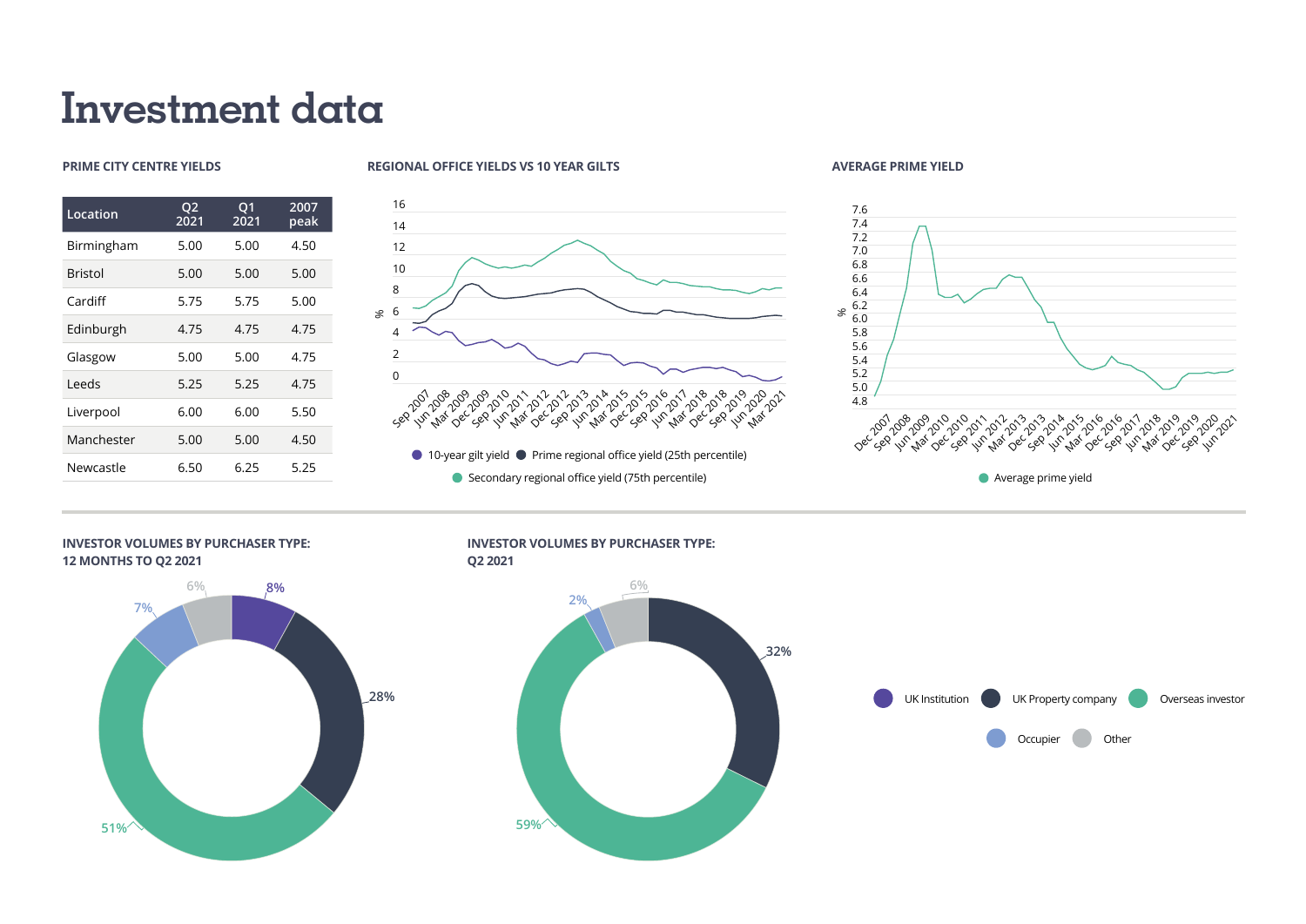# Investment data

## PRIME CITY CENTRE YIELDS

| Location | Q2 2021 | Q1 2021 | 2007 peak |
|---|---|---|---|
| Birmingham | 5.00 | 5.00 | 4.50 |
| Bristol | 5.00 | 5.00 | 5.00 |
| Cardiff | 5.75 | 5.75 | 5.00 |
| Edinburgh | 4.75 | 4.75 | 4.75 |
| Glasgow | 5.00 | 5.00 | 4.75 |
| Leeds | 5.25 | 5.25 | 4.75 |
| Liverpool | 6.00 | 6.00 | 5.50 |
| Manchester | 5.00 | 5.00 | 4.50 |
| Newcastle | 6.50 | 6.25 | 5.25 |

## REGIONAL OFFICE YIELDS VS 10 YEAR GILTS

10-year gilt yield · Prime regional office yield (25th percentile) · Secondary regional office yield (75th percentile)

## AVERAGE PRIME YIELD

Average prime yield

## INVESTOR VOLUMES BY PURCHASER TYPE: 12 MONTHS TO Q2 2021

UK Institution 8%, UK Property company 28%, Overseas investor 51%, Occupier 7%, Other 6%

## INVESTOR VOLUMES BY PURCHASER TYPE: Q2 2021

UK Property company 32%, Overseas investor 59%, Occupier 2%, Other 6%

UK Institution · UK Property company · Overseas investor · Occupier · Other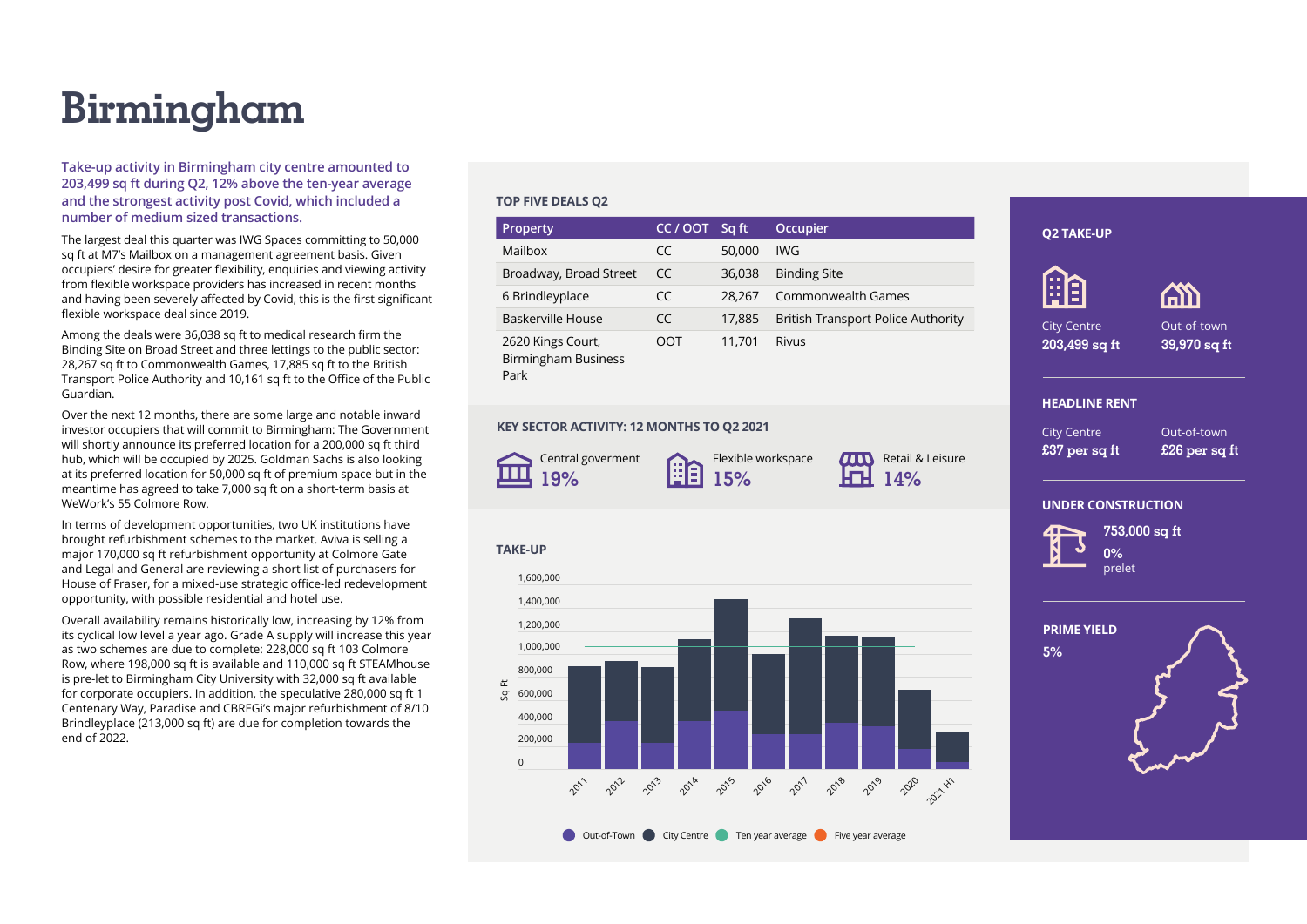# Birmingham

**Take-up activity in Birmingham city centre amounted to 203,499 sq ft during Q2, 12% above the ten-year average and the strongest activity post Covid, which included a number of medium sized transactions.**

The largest deal this quarter was IWG Spaces committing to 50,000 sq ft at M7's Mailbox on a management agreement basis. Given occupiers' desire for greater flexibility, enquiries and viewing activity from flexible workspace providers has increased in recent months and having been severely affected by Covid, this is the first significant flexible workspace deal since 2019.

Among the deals were 36,038 sq ft to medical research firm the Binding Site on Broad Street and three lettings to the public sector: 28,267 sq ft to Commonwealth Games, 17,885 sq ft to the British Transport Police Authority and 10,161 sq ft to the Office of the Public Guardian.

Over the next 12 months, there are some large and notable inward investor occupiers that will commit to Birmingham: The Government will shortly announce its preferred location for a 200,000 sq ft third hub, which will be occupied by 2025. Goldman Sachs is also looking at its preferred location for 50,000 sq ft of premium space but in the meantime has agreed to take 7,000 sq ft on a short-term basis at WeWork's 55 Colmore Row.

In terms of development opportunities, two UK institutions have brought refurbishment schemes to the market. Aviva is selling a major 170,000 sq ft refurbishment opportunity at Colmore Gate and Legal and General are reviewing a short list of purchasers for House of Fraser, for a mixed-use strategic office-led redevelopment opportunity, with possible residential and hotel use.

Overall availability remains historically low, increasing by 12% from its cyclical low level a year ago. Grade A supply will increase this year as two schemes are due to complete: 228,000 sq ft 103 Colmore Row, where 198,000 sq ft is available and 110,000 sq ft STEAMhouse is pre-let to Birmingham City University with 32,000 sq ft available for corporate occupiers. In addition, the speculative 280,000 sq ft 1 Centenary Way, Paradise and CBREGi's major refurbishment of 8/10 Brindleyplace (213,000 sq ft) are due for completion towards the end of 2022.

### TOP FIVE DEALS Q2

| Property | CC / OOT | Sq ft | Occupier |
|---|---|---|---|
| Mailbox | CC | 50,000 | IWG |
| Broadway, Broad Street | CC | 36,038 | Binding Site |
| 6 Brindleyplace | CC | 28,267 | Commonwealth Games |
| Baskerville House | CC | 17,885 | British Transport Police Authority |
| 2620 Kings Court, Birmingham Business Park | OOT | 11,701 | Rivus |

### KEY SECTOR ACTIVITY: 12 MONTHS TO Q2 2021

- Central goverment **19%**
- Flexible workspace **15%**
- Retail & Leisure **14%**

### TAKE-UP

Legend: Out-of-Town, City Centre, Ten year average, Five year average

### Q2 TAKE-UP

- City Centre: **203,499 sq ft**
- Out-of-town: **39,970 sq ft**

### HEADLINE RENT

- City Centre: **£37 per sq ft**
- Out-of-town: **£26 per sq ft**

### UNDER CONSTRUCTION

**753,000 sq ft**

**0%** prelet

### PRIME YIELD

**5%**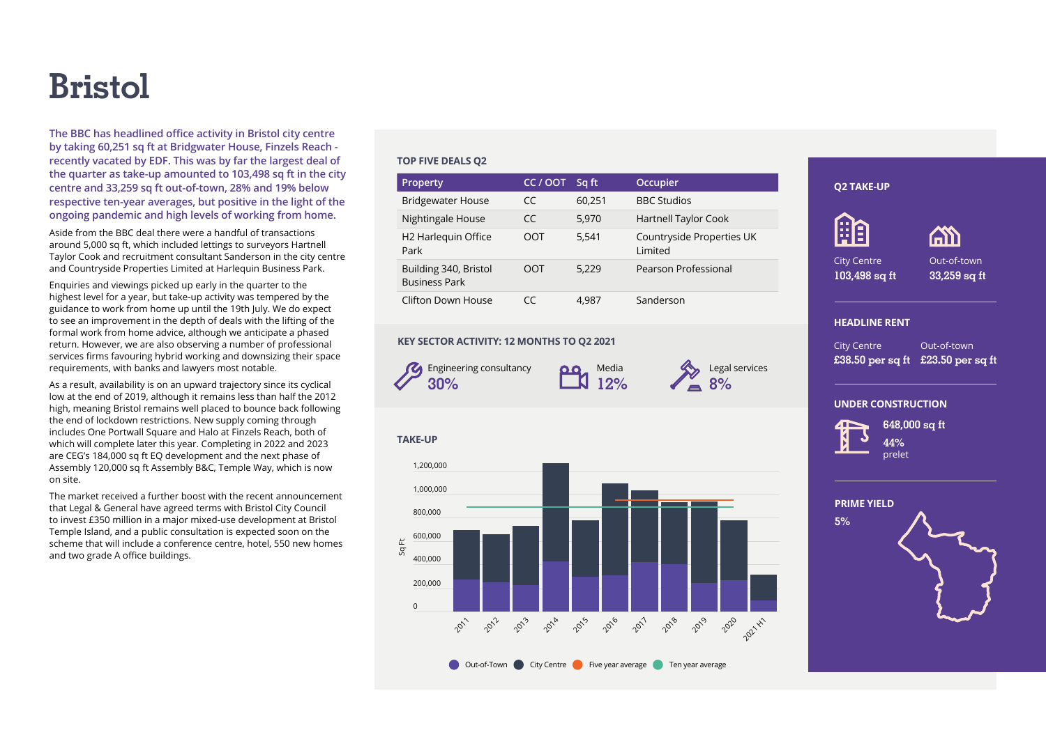# Bristol

**The BBC has headlined office activity in Bristol city centre by taking 60,251 sq ft at Bridgwater House, Finzels Reach - recently vacated by EDF. This was by far the largest deal of the quarter as take-up amounted to 103,498 sq ft in the city centre and 33,259 sq ft out-of-town, 28% and 19% below respective ten-year averages, but positive in the light of the ongoing pandemic and high levels of working from home.**

Aside from the BBC deal there were a handful of transactions around 5,000 sq ft, which included lettings to surveyors Hartnell Taylor Cook and recruitment consultant Sanderson in the city centre and Countryside Properties Limited at Harlequin Business Park.

Enquiries and viewings picked up early in the quarter to the highest level for a year, but take-up activity was tempered by the guidance to work from home up until the 19th July. We do expect to see an improvement in the depth of deals with the lifting of the formal work from home advice, although we anticipate a phased return. However, we are also observing a number of professional services firms favouring hybrid working and downsizing their space requirements, with banks and lawyers most notable.

As a result, availability is on an upward trajectory since its cyclical low at the end of 2019, although it remains less than half the 2012 high, meaning Bristol remains well placed to bounce back following the end of lockdown restrictions. New supply coming through includes One Portwall Square and Halo at Finzels Reach, both of which will complete later this year. Completing in 2022 and 2023 are CEG's 184,000 sq ft EQ development and the next phase of Assembly 120,000 sq ft Assembly B&C, Temple Way, which is now on site.

The market received a further boost with the recent announcement that Legal & General have agreed terms with Bristol City Council to invest £350 million in a major mixed-use development at Bristol Temple Island, and a public consultation is expected soon on the scheme that will include a conference centre, hotel, 550 new homes and two grade A office buildings.

### TOP FIVE DEALS Q2

| Property | CC / OOT | Sq ft | Occupier |
|---|---|---|---|
| Bridgewater House | CC | 60,251 | BBC Studios |
| Nightingale House | CC | 5,970 | Hartnell Taylor Cook |
| H2 Harlequin Office Park | OOT | 5,541 | Countryside Properties UK Limited |
| Building 340, Bristol Business Park | OOT | 5,229 | Pearson Professional |
| Clifton Down House | CC | 4,987 | Sanderson |

### KEY SECTOR ACTIVITY: 12 MONTHS TO Q2 2021

- Engineering consultancy **30%**
- Media **12%**
- Legal services **8%**

### TAKE-UP

Sq Ft: 0, 200,000, 400,000, 600,000, 800,000, 1,000,000, 1,200,000

2011, 2012, 2013, 2014, 2015, 2016, 2017, 2018, 2019, 2020, 2021 H1

Out-of-Town | City Centre | Five year average | Ten year average

### Q2 TAKE-UP

City Centre **103,498 sq ft**

Out-of-town **33,259 sq ft**

### HEADLINE RENT

City Centre **£38.50 per sq ft**

Out-of-town **£23.50 per sq ft**

### UNDER CONSTRUCTION

**648,000 sq ft**

**44%** prelet

### PRIME YIELD

**5%**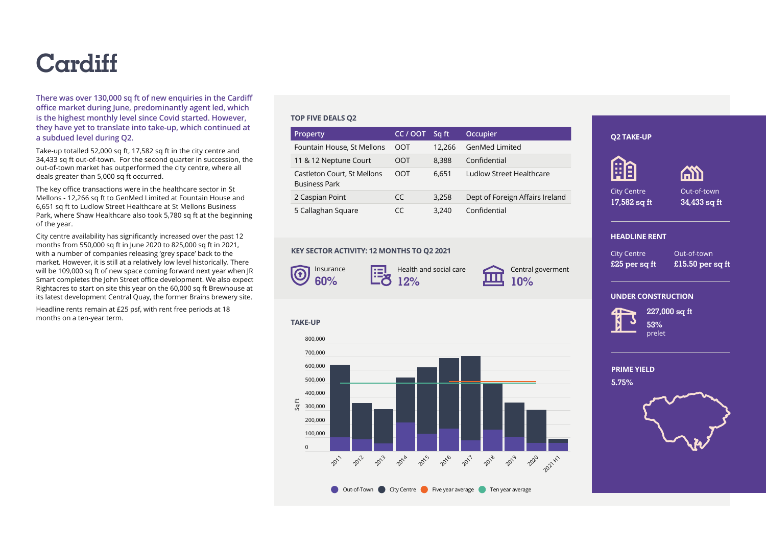# Cardiff

**There was over 130,000 sq ft of new enquiries in the Cardiff office market during June, predominantly agent led, which is the highest monthly level since Covid started. However, they have yet to translate into take-up, which continued at a subdued level during Q2.**

Take-up totalled 52,000 sq ft, 17,582 sq ft in the city centre and 34,433 sq ft out-of-town. For the second quarter in succession, the out-of-town market has outperformed the city centre, where all deals greater than 5,000 sq ft occurred.

The key office transactions were in the healthcare sector in St Mellons - 12,266 sq ft to GenMed Limited at Fountain House and 6,651 sq ft to Ludlow Street Healthcare at St Mellons Business Park, where Shaw Healthcare also took 5,780 sq ft at the beginning of the year.

City centre availability has significantly increased over the past 12 months from 550,000 sq ft in June 2020 to 825,000 sq ft in 2021, with a number of companies releasing 'grey space' back to the market. However, it is still at a relatively low level historically. There will be 109,000 sq ft of new space coming forward next year when JR Smart completes the John Street office development. We also expect Rightacres to start on site this year on the 60,000 sq ft Brewhouse at its latest development Central Quay, the former Brains brewery site.

Headline rents remain at £25 psf, with rent free periods at 18 months on a ten-year term.

### TOP FIVE DEALS Q2

| Property | CC / OOT | Sq ft | Occupier |
|---|---|---|---|
| Fountain House, St Mellons | OOT | 12,266 | GenMed Limited |
| 11 & 12 Neptune Court | OOT | 8,388 | Confidential |
| Castleton Court, St Mellons Business Park | OOT | 6,651 | Ludlow Street Healthcare |
| 2 Caspian Point | CC | 3,258 | Dept of Foreign Affairs Ireland |
| 5 Callaghan Square | CC | 3,240 | Confidential |

### KEY SECTOR ACTIVITY: 12 MONTHS TO Q2 2021

- Insurance **60%**
- Health and social care **12%**
- Central goverment **10%**

### TAKE-UP

Sq Ft: 0 – 800,000; 2011 – 2021 H1

Out-of-Town · City Centre · Five year average · Ten year average

### Q2 TAKE-UP

City Centre **17,582 sq ft**

Out-of-town **34,433 sq ft**

### HEADLINE RENT

City Centre **£25 per sq ft**

Out-of-town **£15.50 per sq ft**

### UNDER CONSTRUCTION

**227,000 sq ft**

**53%** prelet

### PRIME YIELD

**5.75%**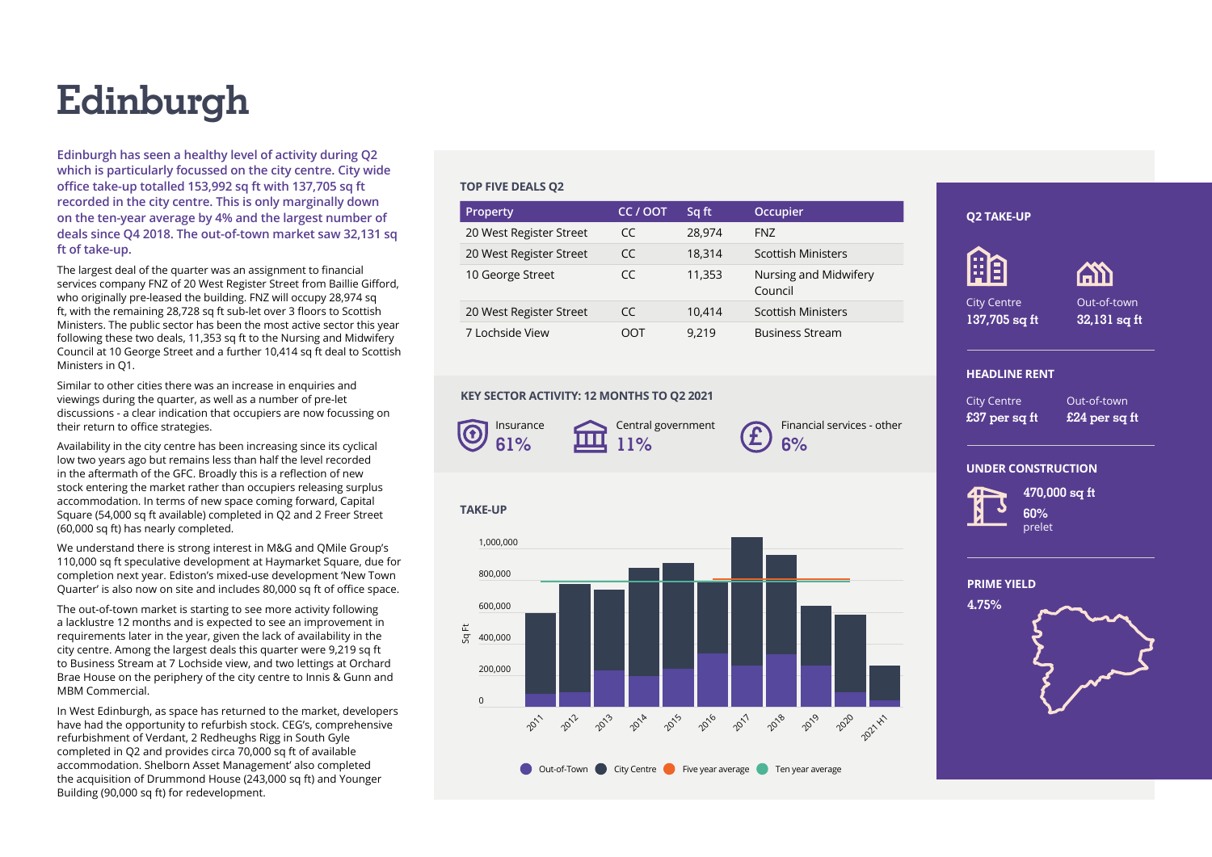# Edinburgh

**Edinburgh has seen a healthy level of activity during Q2 which is particularly focussed on the city centre. City wide office take-up totalled 153,992 sq ft with 137,705 sq ft recorded in the city centre. This is only marginally down on the ten-year average by 4% and the largest number of deals since Q4 2018. The out-of-town market saw 32,131 sq ft of take-up.**

The largest deal of the quarter was an assignment to financial services company FNZ of 20 West Register Street from Baillie Gifford, who originally pre-leased the building. FNZ will occupy 28,974 sq ft, with the remaining 28,728 sq ft sub-let over 3 floors to Scottish Ministers. The public sector has been the most active sector this year following these two deals, 11,353 sq ft to the Nursing and Midwifery Council at 10 George Street and a further 10,414 sq ft deal to Scottish Ministers in Q1.

Similar to other cities there was an increase in enquiries and viewings during the quarter, as well as a number of pre-let discussions - a clear indication that occupiers are now focussing on their return to office strategies.

Availability in the city centre has been increasing since its cyclical low two years ago but remains less than half the level recorded in the aftermath of the GFC. Broadly this is a reflection of new stock entering the market rather than occupiers releasing surplus accommodation. In terms of new space coming forward, Capital Square (54,000 sq ft available) completed in Q2 and 2 Freer Street (60,000 sq ft) has nearly completed.

We understand there is strong interest in M&G and QMile Group's 110,000 sq ft speculative development at Haymarket Square, due for completion next year. Ediston's mixed-use development 'New Town Quarter' is also now on site and includes 80,000 sq ft of office space.

The out-of-town market is starting to see more activity following a lacklustre 12 months and is expected to see an improvement in requirements later in the year, given the lack of availability in the city centre. Among the largest deals this quarter were 9,219 sq ft to Business Stream at 7 Lochside view, and two lettings at Orchard Brae House on the periphery of the city centre to Innis & Gunn and MBM Commercial.

In West Edinburgh, as space has returned to the market, developers have had the opportunity to refurbish stock. CEG's, comprehensive refurbishment of Verdant, 2 Redheughs Rigg in South Gyle completed in Q2 and provides circa 70,000 sq ft of available accommodation. Shelborn Asset Management' also completed the acquisition of Drummond House (243,000 sq ft) and Younger Building (90,000 sq ft) for redevelopment.

### TOP FIVE DEALS Q2

| Property | CC / OOT | Sq ft | Occupier |
|---|---|---|---|
| 20 West Register Street | CC | 28,974 | FNZ |
| 20 West Register Street | CC | 18,314 | Scottish Ministers |
| 10 George Street | CC | 11,353 | Nursing and Midwifery Council |
| 20 West Register Street | CC | 10,414 | Scottish Ministers |
| 7 Lochside View | OOT | 9,219 | Business Stream |

### KEY SECTOR ACTIVITY: 12 MONTHS TO Q2 2021

- Insurance **61%**
- Central government **11%**
- Financial services - other **6%**

### TAKE-UP

Sq Ft: 0, 200,000, 400,000, 600,000, 800,000, 1,000,000

2011, 2012, 2013, 2014, 2015, 2016, 2017, 2018, 2019, 2020, 2021 H1

Out-of-Town | City Centre | Five year average | Ten year average

### Q2 TAKE-UP

City Centre **137,705 sq ft**

Out-of-town **32,131 sq ft**

### HEADLINE RENT

City Centre **£37 per sq ft**

Out-of-town **£24 per sq ft**

### UNDER CONSTRUCTION

**470,000 sq ft**

**60%** prelet

### PRIME YIELD

**4.75%**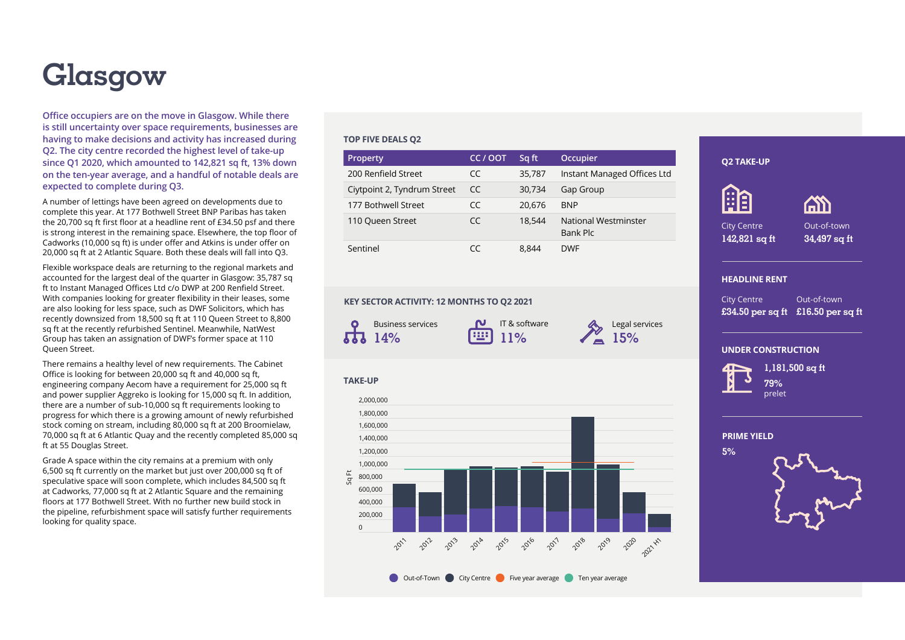# Glasgow

**Office occupiers are on the move in Glasgow. While there is still uncertainty over space requirements, businesses are having to make decisions and activity has increased during Q2. The city centre recorded the highest level of take-up since Q1 2020, which amounted to 142,821 sq ft, 13% down on the ten-year average, and a handful of notable deals are expected to complete during Q3.**

A number of lettings have been agreed on developments due to complete this year. At 177 Bothwell Street BNP Paribas has taken the 20,700 sq ft first floor at a headline rent of £34.50 psf and there is strong interest in the remaining space. Elsewhere, the top floor of Cadworks (10,000 sq ft) is under offer and Atkins is under offer on 20,000 sq ft at 2 Atlantic Square. Both these deals will fall into Q3.

Flexible workspace deals are returning to the regional markets and accounted for the largest deal of the quarter in Glasgow: 35,787 sq ft to Instant Managed Offices Ltd c/o DWP at 200 Renfield Street. With companies looking for greater flexibility in their leases, some are also looking for less space, such as DWF Solicitors, which has recently downsized from 18,500 sq ft at 110 Queen Street to 8,800 sq ft at the recently refurbished Sentinel. Meanwhile, NatWest Group has taken an assignation of DWF's former space at 110 Queen Street.

There remains a healthy level of new requirements. The Cabinet Office is looking for between 20,000 sq ft and 40,000 sq ft, engineering company Aecom have a requirement for 25,000 sq ft and power supplier Aggreko is looking for 15,000 sq ft. In addition, there are a number of sub-10,000 sq ft requirements looking to progress for which there is a growing amount of newly refurbished stock coming on stream, including 80,000 sq ft at 200 Broomielaw, 70,000 sq ft at 6 Atlantic Quay and the recently completed 85,000 sq ft at 55 Douglas Street.

Grade A space within the city remains at a premium with only 6,500 sq ft currently on the market but just over 200,000 sq ft of speculative space will soon complete, which includes 84,500 sq ft at Cadworks, 77,000 sq ft at 2 Atlantic Square and the remaining floors at 177 Bothwell Street. With no further new build stock in the pipeline, refurbishment space will satisfy further requirements looking for quality space.

### TOP FIVE DEALS Q2

| Property | CC / OOT | Sq ft | Occupier |
|---|---|---|---|
| 200 Renfield Street | CC | 35,787 | Instant Managed Offices Ltd |
| Citypoint 2, Tyndrum Street | CC | 30,734 | Gap Group |
| 177 Bothwell Street | CC | 20,676 | BNP |
| 110 Queen Street | CC | 18,544 | National Westminster Bank Plc |
| Sentinel | CC | 8,844 | DWF |

### KEY SECTOR ACTIVITY: 12 MONTHS TO Q2 2021

- Business services 14%
- IT & software 11%
- Legal services 15%

### TAKE-UP

Sq Ft (0 – 2,000,000); 2011 – 2021 H1

Out-of-Town | City Centre | Five year average | Ten year average

### Q2 TAKE-UP

City Centre **142,821 sq ft**

Out-of-town **34,497 sq ft**

### HEADLINE RENT

City Centre **£34.50 per sq ft**

Out-of-town **£16.50 per sq ft**

### UNDER CONSTRUCTION

**1,181,500 sq ft**

**79%** prelet

### PRIME YIELD

5%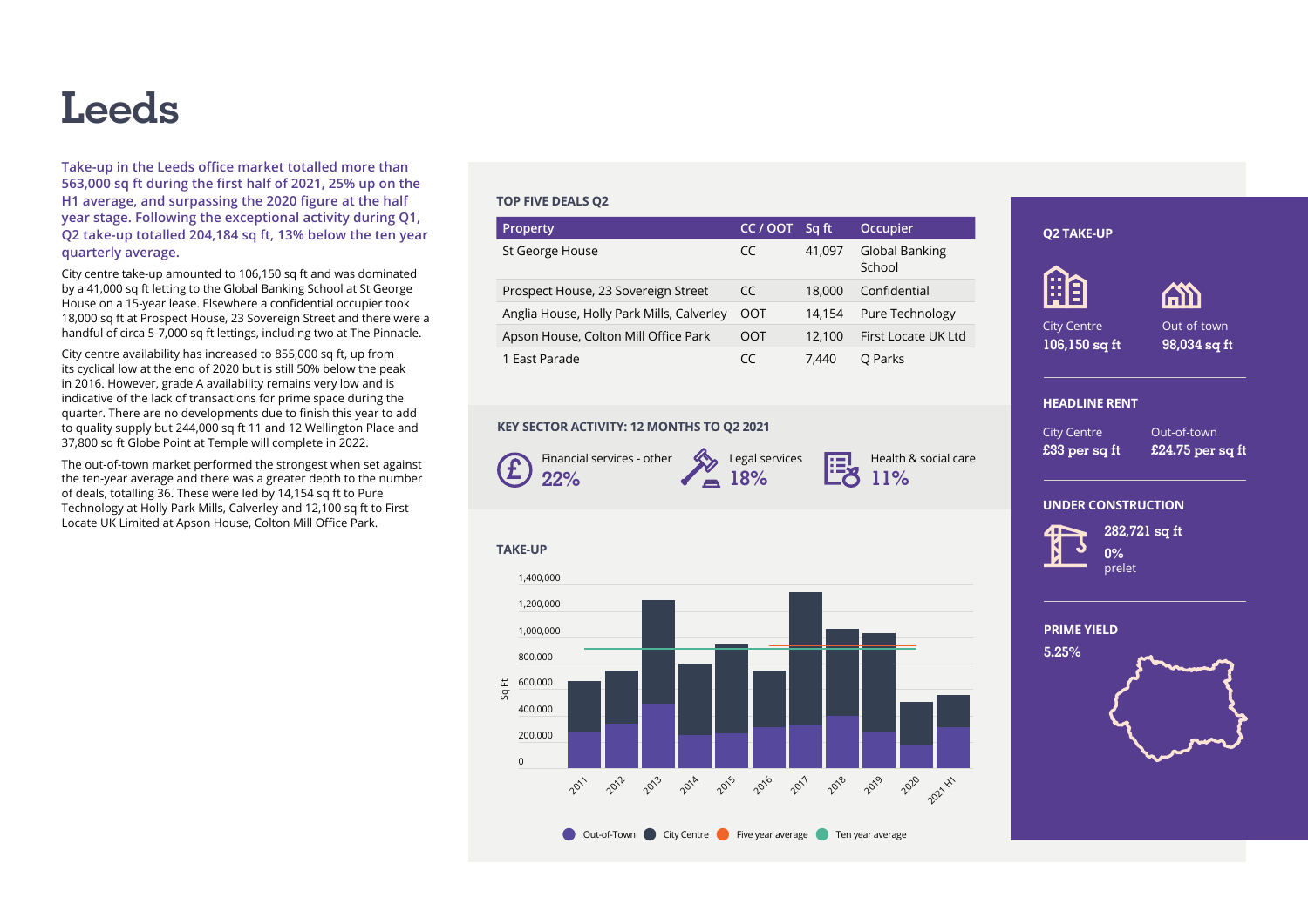# Leeds

**Take-up in the Leeds office market totalled more than 563,000 sq ft during the first half of 2021, 25% up on the H1 average, and surpassing the 2020 figure at the half year stage. Following the exceptional activity during Q1, Q2 take-up totalled 204,184 sq ft, 13% below the ten year quarterly average.**

City centre take-up amounted to 106,150 sq ft and was dominated by a 41,000 sq ft letting to the Global Banking School at St George House on a 15-year lease. Elsewhere a confidential occupier took 18,000 sq ft at Prospect House, 23 Sovereign Street and there were a handful of circa 5-7,000 sq ft lettings, including two at The Pinnacle.

City centre availability has increased to 855,000 sq ft, up from its cyclical low at the end of 2020 but is still 50% below the peak in 2016. However, grade A availability remains very low and is indicative of the lack of transactions for prime space during the quarter. There are no developments due to finish this year to add to quality supply but 244,000 sq ft 11 and 12 Wellington Place and 37,800 sq ft Globe Point at Temple will complete in 2022.

The out-of-town market performed the strongest when set against the ten-year average and there was a greater depth to the number of deals, totalling 36. These were led by 14,154 sq ft to Pure Technology at Holly Park Mills, Calverley and 12,100 sq ft to First Locate UK Limited at Apson House, Colton Mill Office Park.

### TOP FIVE DEALS Q2

| Property | CC / OOT | Sq ft | Occupier |
|---|---|---|---|
| St George House | CC | 41,097 | Global Banking School |
| Prospect House, 23 Sovereign Street | CC | 18,000 | Confidential |
| Anglia House, Holly Park Mills, Calverley | OOT | 14,154 | Pure Technology |
| Apson House, Colton Mill Office Park | OOT | 12,100 | First Locate UK Ltd |
| 1 East Parade | CC | 7,440 | Q Parks |

### KEY SECTOR ACTIVITY: 12 MONTHS TO Q2 2021

- Financial services - other: 22%
- Legal services: 18%
- Health & social care: 11%

### TAKE-UP

Chart: Sq Ft take-up 2011–2021 H1 (Out-of-Town, City Centre, Five year average, Ten year average)

### Q2 TAKE-UP

City Centre: 106,150 sq ft

Out-of-town: 98,034 sq ft

### HEADLINE RENT

City Centre: £33 per sq ft

Out-of-town: £24.75 per sq ft

### UNDER CONSTRUCTION

282,721 sq ft

0% prelet

### PRIME YIELD

5.25%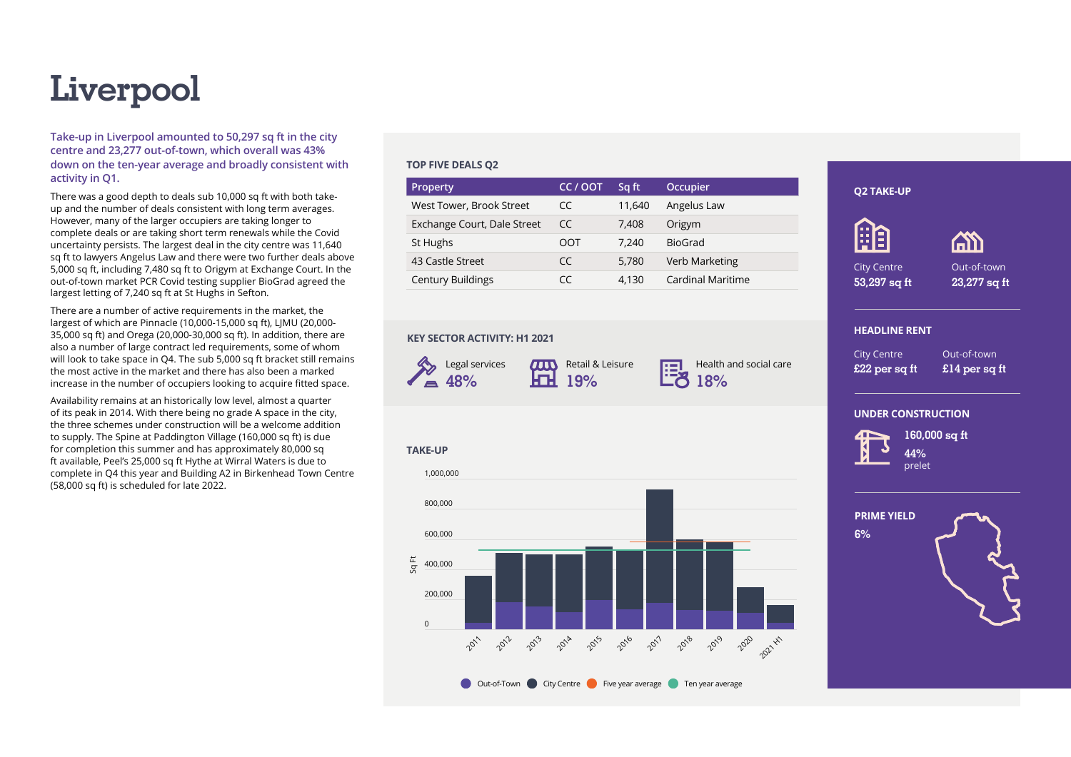# Liverpool

**Take-up in Liverpool amounted to 50,297 sq ft in the city centre and 23,277 out-of-town, which overall was 43% down on the ten-year average and broadly consistent with activity in Q1.**

There was a good depth to deals sub 10,000 sq ft with both take-up and the number of deals consistent with long term averages. However, many of the larger occupiers are taking longer to complete deals or are taking short term renewals while the Covid uncertainty persists. The largest deal in the city centre was 11,640 sq ft to lawyers Angelus Law and there were two further deals above 5,000 sq ft, including 7,480 sq ft to Origym at Exchange Court. In the out-of-town market PCR Covid testing supplier BioGrad agreed the largest letting of 7,240 sq ft at St Hughs in Sefton.

There are a number of active requirements in the market, the largest of which are Pinnacle (10,000-15,000 sq ft), LJMU (20,000-35,000 sq ft) and Orega (20,000-30,000 sq ft). In addition, there are also a number of large contract led requirements, some of whom will look to take space in Q4. The sub 5,000 sq ft bracket still remains the most active in the market and there has also been a marked increase in the number of occupiers looking to acquire fitted space.

Availability remains at an historically low level, almost a quarter of its peak in 2014. With there being no grade A space in the city, the three schemes under construction will be a welcome addition to supply. The Spine at Paddington Village (160,000 sq ft) is due for completion this summer and has approximately 80,000 sq ft available, Peel's 25,000 sq ft Hythe at Wirral Waters is due to complete in Q4 this year and Building A2 in Birkenhead Town Centre (58,000 sq ft) is scheduled for late 2022.

### TOP FIVE DEALS Q2

| Property | CC / OOT | Sq ft | Occupier |
|---|---|---|---|
| West Tower, Brook Street | CC | 11,640 | Angelus Law |
| Exchange Court, Dale Street | CC | 7,408 | Origym |
| St Hughs | OOT | 7,240 | BioGrad |
| 43 Castle Street | CC | 5,780 | Verb Marketing |
| Century Buildings | CC | 4,130 | Cardinal Maritime |

### KEY SECTOR ACTIVITY: H1 2021

- Legal services 48%
- Retail & Leisure 19%
- Health and social care 18%

### TAKE-UP

Sq Ft (0 – 1,000,000); 2011–2021 H1

Out-of-Town | City Centre | Five year average | Ten year average

### Q2 TAKE-UP

City Centre **53,297 sq ft**

Out-of-town **23,277 sq ft**

### HEADLINE RENT

City Centre **£22 per sq ft**

Out-of-town **£14 per sq ft**

### UNDER CONSTRUCTION

**160,000 sq ft**

**44%** prelet

### PRIME YIELD

**6%**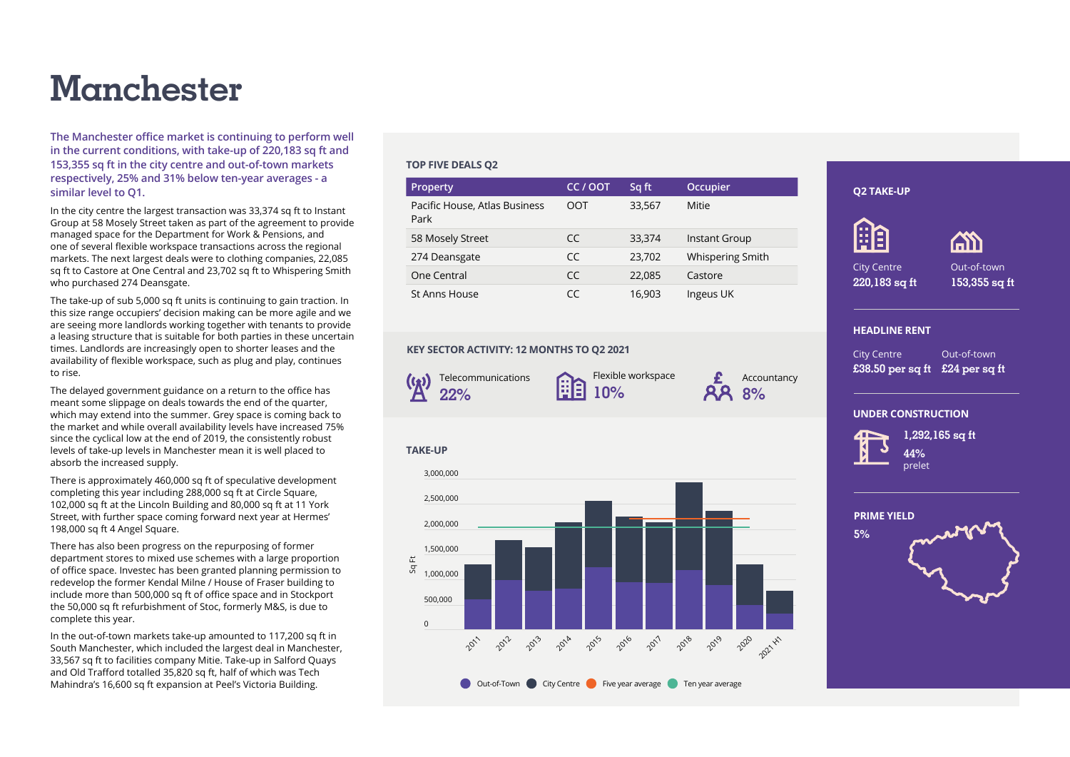# Manchester

**The Manchester office market is continuing to perform well in the current conditions, with take-up of 220,183 sq ft and 153,355 sq ft in the city centre and out-of-town markets respectively, 25% and 31% below ten-year averages - a similar level to Q1.**

In the city centre the largest transaction was 33,374 sq ft to Instant Group at 58 Mosely Street taken as part of the agreement to provide managed space for the Department for Work & Pensions, and one of several flexible workspace transactions across the regional markets. The next largest deals were to clothing companies, 22,085 sq ft to Castore at One Central and 23,702 sq ft to Whispering Smith who purchased 274 Deansgate.

The take-up of sub 5,000 sq ft units is continuing to gain traction. In this size range occupiers' decision making can be more agile and we are seeing more landlords working together with tenants to provide a leasing structure that is suitable for both parties in these uncertain times. Landlords are increasingly open to shorter leases and the availability of flexible workspace, such as plug and play, continues to rise.

The delayed government guidance on a return to the office has meant some slippage on deals towards the end of the quarter, which may extend into the summer. Grey space is coming back to the market and while overall availability levels have increased 75% since the cyclical low at the end of 2019, the consistently robust levels of take-up levels in Manchester mean it is well placed to absorb the increased supply.

There is approximately 460,000 sq ft of speculative development completing this year including 288,000 sq ft at Circle Square, 102,000 sq ft at the Lincoln Building and 80,000 sq ft at 11 York Street, with further space coming forward next year at Hermes' 198,000 sq ft 4 Angel Square.

There has also been progress on the repurposing of former department stores to mixed use schemes with a large proportion of office space. Investec has been granted planning permission to redevelop the former Kendal Milne / House of Fraser building to include more than 500,000 sq ft of office space and in Stockport the 50,000 sq ft refurbishment of Stoc, formerly M&S, is due to complete this year.

In the out-of-town markets take-up amounted to 117,200 sq ft in South Manchester, which included the largest deal in Manchester, 33,567 sq ft to facilities company Mitie. Take-up in Salford Quays and Old Trafford totalled 35,820 sq ft, half of which was Tech Mahindra's 16,600 sq ft expansion at Peel's Victoria Building.

### TOP FIVE DEALS Q2

| Property | CC / OOT | Sq ft | Occupier |
|---|---|---|---|
| Pacific House, Atlas Business Park | OOT | 33,567 | Mitie |
| 58 Mosely Street | CC | 33,374 | Instant Group |
| 274 Deansgate | CC | 23,702 | Whispering Smith |
| One Central | CC | 22,085 | Castore |
| St Anns House | CC | 16,903 | Ingeus UK |

### KEY SECTOR ACTIVITY: 12 MONTHS TO Q2 2021

- Telecommunications 22%
- Flexible workspace 10%
- Accountancy 8%

### TAKE-UP

Sq Ft: 0 – 3,000,000; years 2011–2021 H1

Out-of-Town · City Centre · Five year average · Ten year average

### Q2 TAKE-UP

City Centre **220,183 sq ft**

Out-of-town **153,355 sq ft**

### HEADLINE RENT

City Centre **£38.50 per sq ft**

Out-of-town **£24 per sq ft**

### UNDER CONSTRUCTION

**1,292,165 sq ft**

**44%** prelet

### PRIME YIELD

**5%**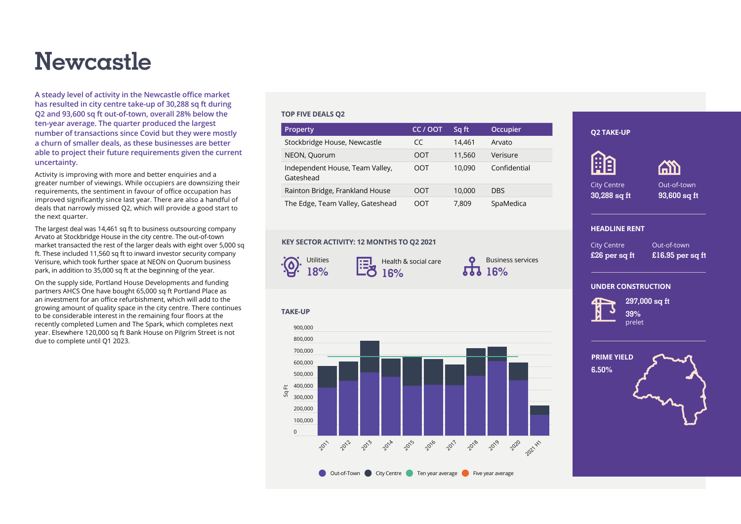# Newcastle

**A steady level of activity in the Newcastle office market has resulted in city centre take-up of 30,288 sq ft during Q2 and 93,600 sq ft out-of-town, overall 28% below the ten-year average. The quarter produced the largest number of transactions since Covid but they were mostly a churn of smaller deals, as these businesses are better able to project their future requirements given the current uncertainty.**

Activity is improving with more and better enquiries and a greater number of viewings. While occupiers are downsizing their requirements, the sentiment in favour of office occupation has improved significantly since last year. There are also a handful of deals that narrowly missed Q2, which will provide a good start to the next quarter.

The largest deal was 14,461 sq ft to business outsourcing company Arvato at Stockbridge House in the city centre. The out-of-town market transacted the rest of the larger deals with eight over 5,000 sq ft. These included 11,560 sq ft to inward investor security company Verisure, which took further space at NEON on Quorum business park, in addition to 35,000 sq ft at the beginning of the year.

On the supply side, Portland House Developments and funding partners AHCS One have bought 65,000 sq ft Portland Place as an investment for an office refurbishment, which will add to the growing amount of quality space in the city centre. There continues to be considerable interest in the remaining four floors at the recently completed Lumen and The Spark, which completes next year. Elsewhere 120,000 sq ft Bank House on Pilgrim Street is not due to complete until Q1 2023.

### TOP FIVE DEALS Q2

| Property | CC / OOT | Sq ft | Occupier |
|---|---|---|---|
| Stockbridge House, Newcastle | CC | 14,461 | Arvato |
| NEON, Quorum | OOT | 11,560 | Verisure |
| Independent House, Team Valley, Gateshead | OOT | 10,090 | Confidential |
| Rainton Bridge, Frankland House | OOT | 10,000 | DBS |
| The Edge, Team Valley, Gateshead | OOT | 7,809 | SpaMedica |

### KEY SECTOR ACTIVITY: 12 MONTHS TO Q2 2021

- Utilities 18%
- Health & social care 16%
- Business services 16%

### TAKE-UP

Out-of-Town · City Centre · Ten year average · Five year average

### Q2 TAKE-UP

| City Centre | Out-of-town |
|---|---|
| **30,288 sq ft** | **93,600 sq ft** |

### HEADLINE RENT

| City Centre | Out-of-town |
|---|---|
| **£26 per sq ft** | **£16.95 per sq ft** |

### UNDER CONSTRUCTION

**297,000 sq ft**

**39%** prelet

### PRIME YIELD

**6.50%**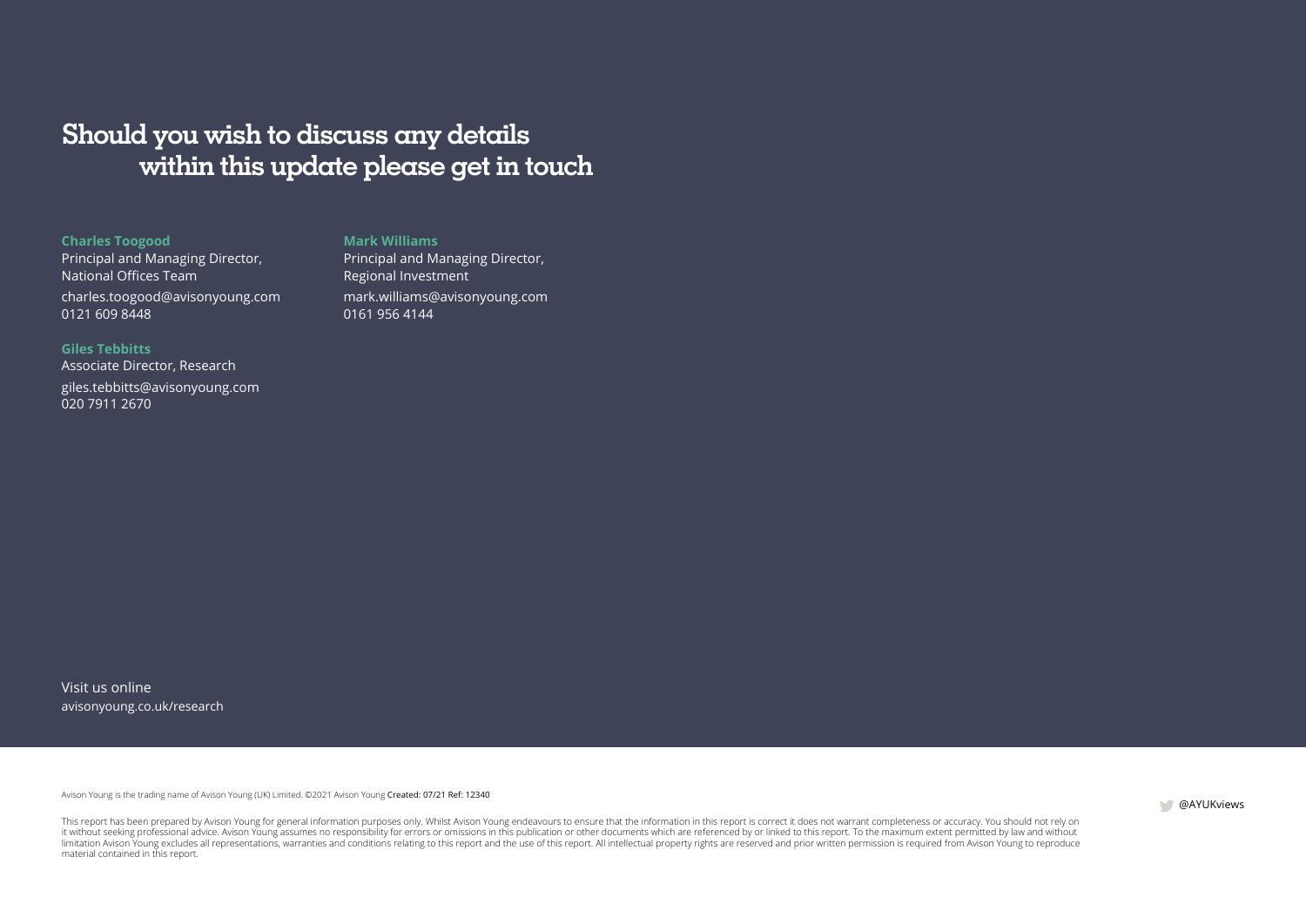# Should you wish to discuss any details within this update please get in touch

**Charles Toogood**
Principal and Managing Director, National Offices Team
charles.toogood@avisonyoung.com
0121 609 8448

**Mark Williams**
Principal and Managing Director, Regional Investment
mark.williams@avisonyoung.com
0161 956 4144

**Giles Tebbitts**
Associate Director, Research
giles.tebbitts@avisonyoung.com
020 7911 2670

Visit us online
avisonyoung.co.uk/research

Avison Young is the trading name of Avison Young (UK) Limited. ©2021 Avison Young Created: 07/21 Ref: 12340

@AYUKviews

This report has been prepared by Avison Young for general information purposes only. Whilst Avison Young endeavours to ensure that the information in this report is correct it does not warrant completeness or accuracy. You should not rely on it without seeking professional advice. Avison Young assumes no responsibility for errors or omissions in this publication or other documents which are referenced by or linked to this report. To the maximum extent permitted by law and without limitation Avison Young excludes all representations, warranties and conditions relating to this report and the use of this report. All intellectual property rights are reserved and prior written permission is required from Avison Young to reproduce material contained in this report.